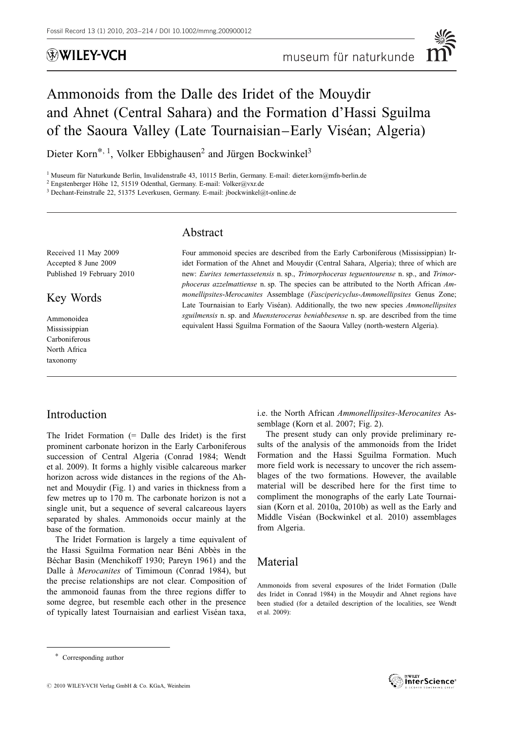# Ammonoids from the Dalle des Iridet of the Mouydir and Ahnet (Central Sahara) and the Formation d'Hassi Sguilma of the Saoura Valley (Late Tournaisian–Early Viséan; Algeria)

Dieter Korn*[, 1], Volker Ebbighausen[2] and Jürgen Bockwinkel[3]

[1] Museum für Naturkunde Berlin, Invalidenstraße 43, 10115 Berlin, Germany. E-mail: dieter.korn@mfn-berlin.de
[2] Engstenberger Höhe 12, 51519 Odenthal, Germany. E-mail: Volker@vxr.de
[3] Dechant-Feinstraße 22, 51375 Leverkusen, Germany. E-mail: jbockwinkel@t-online.de

Received 11 May 2009
Accepted 8 June 2009
Published 19 February 2010

## Key Words

Ammonoidea
Mississippian
Carboniferous
North Africa
taxonomy

## Abstract

Four ammonoid species are described from the Early Carboniferous (Mississippian) Iridet Formation of the Ahnet and Mouydir (Central Sahara, Algeria); three of which are new: *Eurites temertassetensis* n. sp., *Trimorphoceras teguentourense* n. sp., and *Trimorphoceras azzelmattiense* n. sp. The species can be attributed to the North African *Ammonellipsites-Merocanites* Assemblage (*Fascipericyclus-Ammonellipsites* Genus Zone; Late Tournaisian to Early Viséan). Additionally, the two new species *Ammonellipsites sguilmensis* n. sp. and *Muensteroceras beniabbesense* n. sp. are described from the time equivalent Hassi Sguilma Formation of the Saoura Valley (north-western Algeria).

## Introduction

The Iridet Formation (= Dalle des Iridet) is the first prominent carbonate horizon in the Early Carboniferous succession of Central Algeria (Conrad 1984; Wendt et al. 2009). It forms a highly visible calcareous marker horizon across wide distances in the regions of the Ahnet and Mouydir (Fig. 1) and varies in thickness from a few metres up to 170 m. The carbonate horizon is not a single unit, but a sequence of several calcareous layers separated by shales. Ammonoids occur mainly at the base of the formation.

The Iridet Formation is largely a time equivalent of the Hassi Sguilma Formation near Béni Abbès in the Béchar Basin (Menchikoff 1930; Pareyn 1961) and the Dalle à *Merocanites* of Timimoun (Conrad 1984), but the precise relationships are not clear. Composition of the ammonoid faunas from the three regions differ to some degree, but resemble each other in the presence of typically latest Tournaisian and earliest Viséan taxa, i.e. the North African *Ammonellipsites-Merocanites* Assemblage (Korn et al. 2007; Fig. 2).

The present study can only provide preliminary results of the analysis of the ammonoids from the Iridet Formation and the Hassi Sguilma Formation. Much more field work is necessary to uncover the rich assemblages of the two formations. However, the available material will be described here for the first time to compliment the monographs of the early Late Tournaisian (Korn et al. 2010a, 2010b) as well as the Early and Middle Viséan (Bockwinkel et al. 2010) assemblages from Algeria.

## Material

Ammonoids from several exposures of the Iridet Formation (Dalle des Iridet in Conrad 1984) in the Mouydir and Ahnet regions have been studied (for a detailed description of the localities, see Wendt et al. 2009):

* Corresponding author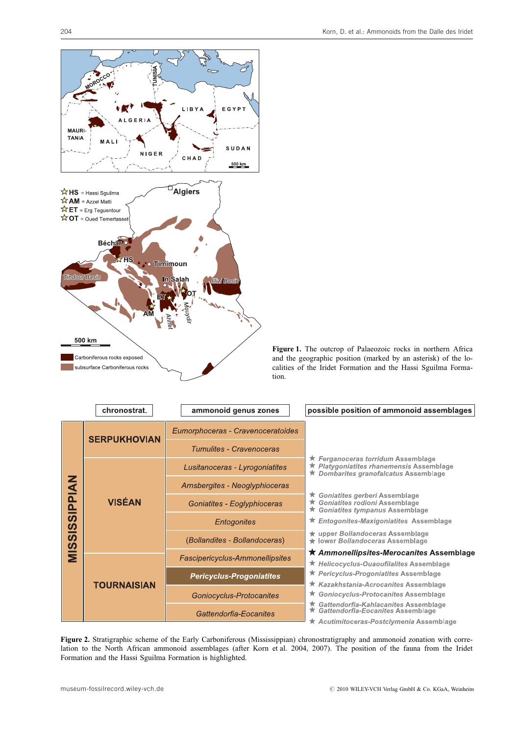**Figure 1.** The outcrop of Palaeozoic rocks in northern Africa and the geographic position (marked by an asterisk) of the localities of the Iridet Formation and the Hassi Sguilma Formation.

| chronostrat. | | ammonoid genus zones | possible position of ammonoid assemblages |
|---|---|---|---|
| MISSISSIPPIAN | SERPUKHOVIAN | *Eumorphoceras - Cravenoceratoides* | |
| | | *Tumulites - Cravenoceras* | ★ *Ferganoceras torridum* Assemblage<br>★ *Platygoniatites rhanemensis* Assemblage<br>★ *Dombarites granofalcatus* Assemblage |
| | VISÉAN | *Lusitanoceras - Lyrogoniatites* | |
| | | *Arnsbergites - Neoglyphioceras* | ★ *Goniatites gerberi* Assemblage<br>★ *Goniatites rodioni* Assemblage<br>★ *Goniatites tympanus* Assemblage |
| | | *Goniatites - Eoglyphioceras* | |
| | | *Entogonites* | ★ *Entogonites-Maxigoniatites* Assemblage |
| | | (*Bollandites - Bollandoceras*) | ★ upper *Bollandoceras* Assemblage<br>★ lower *Bollandoceras* Assemblage |
| | TOURNAISIAN | *Fascipericyclus-Ammonellipsites* | ★ ***Ammonellipsites-Merocanites* Assemblage**<br>★ *Helicocyclus-Ouaoufilalites* Assemblage |
| | | ***Pericyclus-Progoniatites*** | ★ *Pericyclus-Progoniatites* Assemblage |
| | | *Goniocyclus-Protocanites* | ★ *Kazakhstania-Acrocanites* Assemblage<br>★ *Goniocyclus-Protocanites* Assemblage |
| | | *Gattendorfia-Eocanites* | ★ *Gattendorfia-Kahlacanites* Assemblage<br>★ *Gattendorfia-Eocanites* Assemblage<br>★ *Acutimitoceras-Postclymenia* Assemblage |

**Figure 2.** Stratigraphic scheme of the Early Carboniferous (Mississippian) chronostratigraphy and ammonoid zonation with correlation to the North African ammonoid assemblages (after Korn et al. 2004, 2007). The position of the fauna from the Iridet Formation and the Hassi Sguilma Formation is highlighted.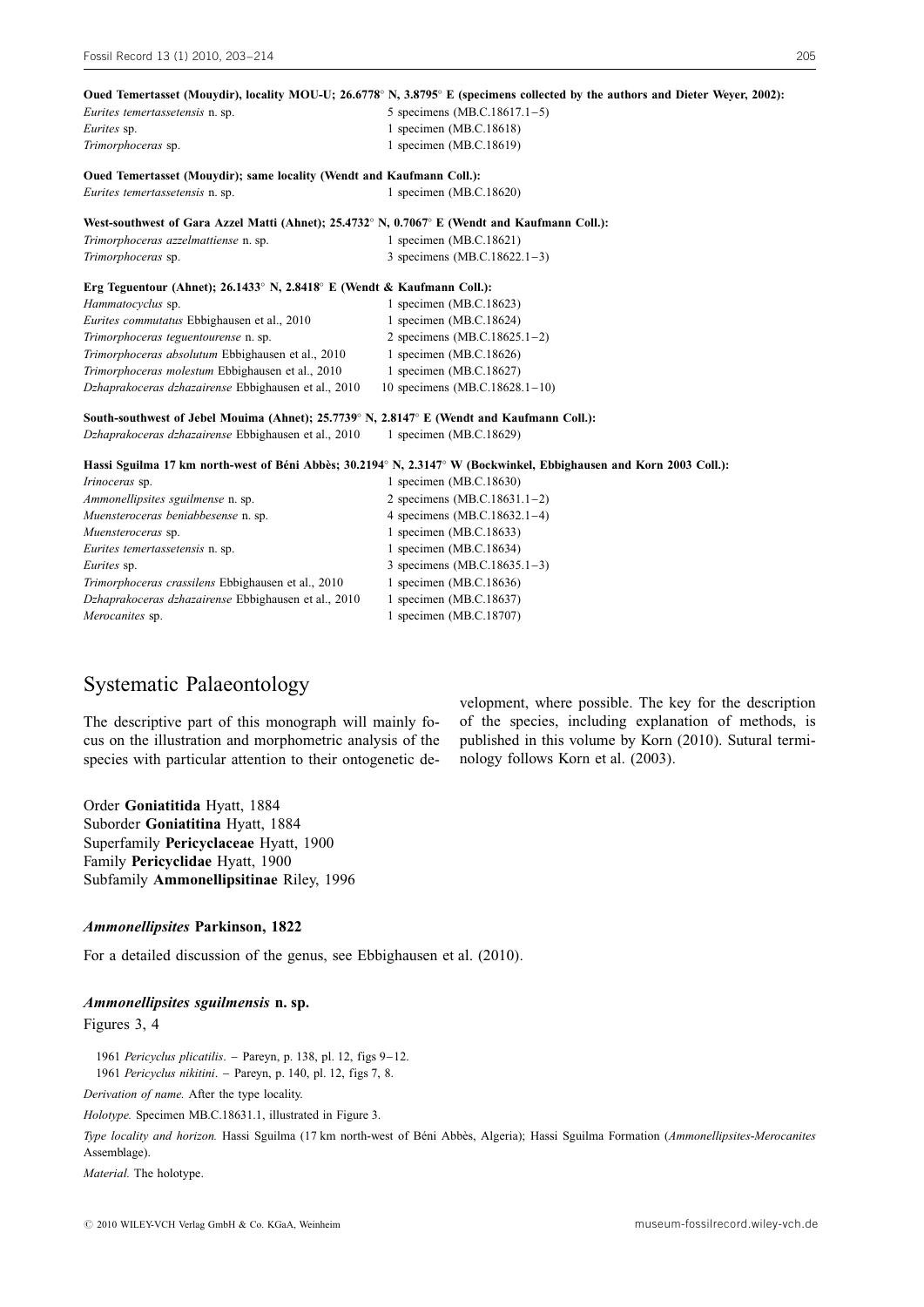**Oued Temertasset (Mouydir), locality MOU-U; 26.6778° N, 3.8795° E (specimens collected by the authors and Dieter Weyer, 2002):**

| | |
|---|---|
| *Eurites temertassetensis* n. sp. | 5 specimens (MB.C.18617.1–5) |
| *Eurites* sp. | 1 specimen (MB.C.18618) |
| *Trimorphoceras* sp. | 1 specimen (MB.C.18619) |

**Oued Temertasset (Mouydir); same locality (Wendt and Kaufmann Coll.):**

| | |
|---|---|
| *Eurites temertassetensis* n. sp. | 1 specimen (MB.C.18620) |

**West-southwest of Gara Azzel Matti (Ahnet); 25.4732° N, 0.7067° E (Wendt and Kaufmann Coll.):**

| | |
|---|---|
| *Trimorphoceras azzelmattiense* n. sp. | 1 specimen (MB.C.18621) |
| *Trimorphoceras* sp. | 3 specimens (MB.C.18622.1–3) |

**Erg Teguentour (Ahnet); 26.1433° N, 2.8418° E (Wendt & Kaufmann Coll.):**

| | |
|---|---|
| *Hammatocyclus* sp. | 1 specimen (MB.C.18623) |
| *Eurites commutatus* Ebbighausen et al., 2010 | 1 specimen (MB.C.18624) |
| *Trimorphoceras teguentourense* n. sp. | 2 specimens (MB.C.18625.1–2) |
| *Trimorphoceras absolutum* Ebbighausen et al., 2010 | 1 specimen (MB.C.18626) |
| *Trimorphoceras molestum* Ebbighausen et al., 2010 | 1 specimen (MB.C.18627) |
| *Dzhaprakoceras dzhazairense* Ebbighausen et al., 2010 | 10 specimens (MB.C.18628.1–10) |

**South-southwest of Jebel Mouima (Ahnet); 25.7739° N, 2.8147° E (Wendt and Kaufmann Coll.):**

| | |
|---|---|
| *Dzhaprakoceras dzhazairense* Ebbighausen et al., 2010 | 1 specimen (MB.C.18629) |

**Hassi Sguilma 17 km north-west of Béni Abbès; 30.2194° N, 2.3147° W (Bockwinkel, Ebbighausen and Korn 2003 Coll.):**

| | |
|---|---|
| *Irinoceras* sp. | 1 specimen (MB.C.18630) |
| *Ammonellipsites sguilmense* n. sp. | 2 specimens (MB.C.18631.1–2) |
| *Muensteroceras beniabbesense* n. sp. | 4 specimens (MB.C.18632.1–4) |
| *Muensteroceras* sp. | 1 specimen (MB.C.18633) |
| *Eurites temertassetensis* n. sp. | 1 specimen (MB.C.18634) |
| *Eurites* sp. | 3 specimens (MB.C.18635.1–3) |
| *Trimorphoceras crassilens* Ebbighausen et al., 2010 | 1 specimen (MB.C.18636) |
| *Dzhaprakoceras dzhazairense* Ebbighausen et al., 2010 | 1 specimen (MB.C.18637) |
| *Merocanites* sp. | 1 specimen (MB.C.18707) |

# Systematic Palaeontology

The descriptive part of this monograph will mainly focus on the illustration and morphometric analysis of the species with particular attention to their ontogenetic development, where possible. The key for the description of the species, including explanation of methods, is published in this volume by Korn (2010). Sutural terminology follows Korn et al. (2003).

Order **Goniatitida** Hyatt, 1884
Suborder **Goniatitina** Hyatt, 1884
Superfamily **Pericyclaceae** Hyatt, 1900
Family **Pericyclidae** Hyatt, 1900
Subfamily **Ammonellipsitinae** Riley, 1996

### *Ammonellipsites* Parkinson, 1822

For a detailed discussion of the genus, see Ebbighausen et al. (2010).

### *Ammonellipsites sguilmensis* n. sp.

Figures 3, 4

1961 *Pericyclus plicatilis*. – Pareyn, p. 138, pl. 12, figs 9–12.
1961 *Pericyclus nikitini*. – Pareyn, p. 140, pl. 12, figs 7, 8.

*Derivation of name.* After the type locality.

*Holotype.* Specimen MB.C.18631.1, illustrated in Figure 3.

*Type locality and horizon.* Hassi Sguilma (17 km north-west of Béni Abbès, Algeria); Hassi Sguilma Formation (*Ammonellipsites-Merocanites* Assemblage).

*Material.* The holotype.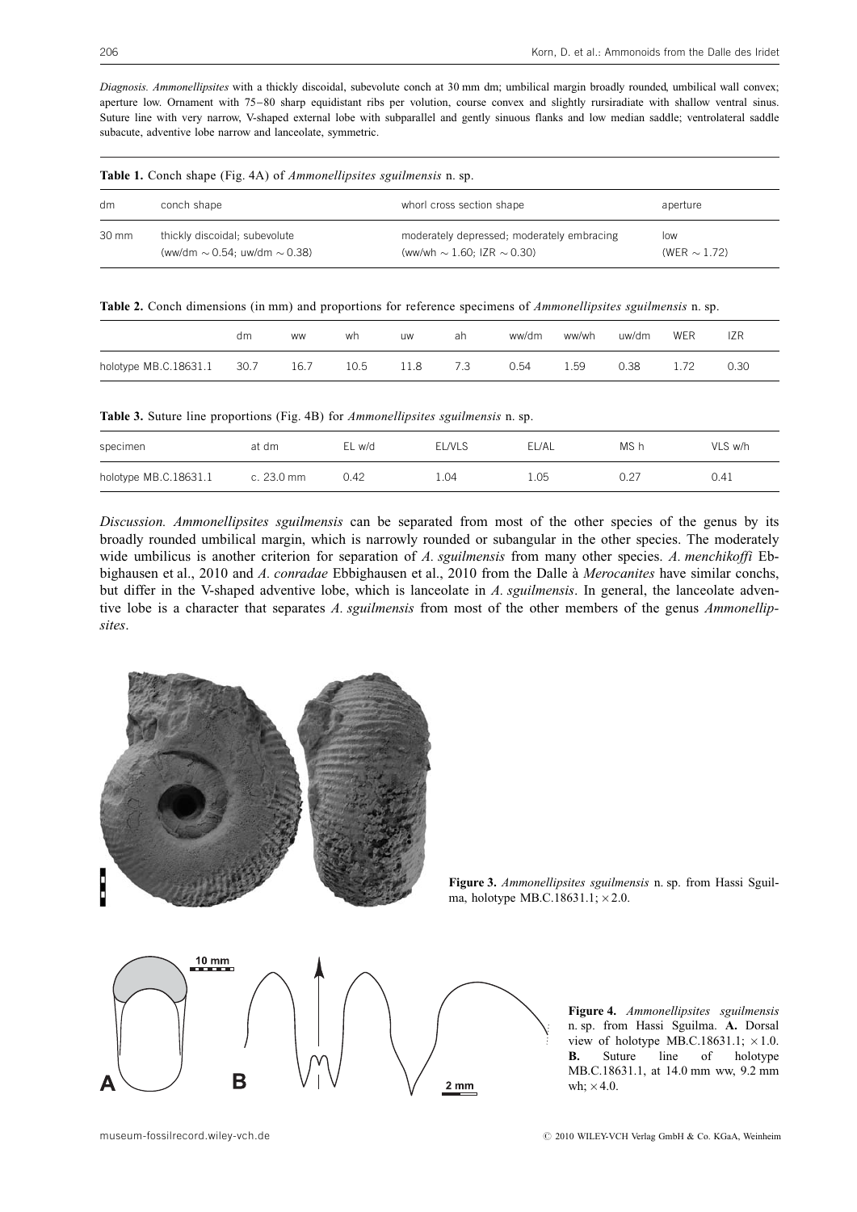*Diagnosis. Ammonellipsites* with a thickly discoidal, subevolute conch at 30 mm dm; umbilical margin broadly rounded, umbilical wall convex; aperture low. Ornament with 75–80 sharp equidistant ribs per volution, course convex and slightly rursiradiate with shallow ventral sinus. Suture line with very narrow, V-shaped external lobe with subparallel and gently sinuous flanks and low median saddle; ventrolateral saddle subacute, adventive lobe narrow and lanceolate, symmetric.

**Table 1.** Conch shape (Fig. 4A) of *Ammonellipsites sguilmensis* n. sp.

| dm | conch shape | whorl cross section shape | aperture |
|---|---|---|---|
| 30 mm | thickly discoidal; subevolute (ww/dm ~ 0.54; uw/dm ~ 0.38) | moderately depressed; moderately embracing (ww/wh ~ 1.60; IZR ~ 0.30) | low (WER ~ 1.72) |

**Table 2.** Conch dimensions (in mm) and proportions for reference specimens of *Ammonellipsites sguilmensis* n. sp.

| | dm | ww | wh | uw | ah | ww/dm | ww/wh | uw/dm | WER | IZR |
|---|---|---|---|---|---|---|---|---|---|---|
| holotype MB.C.18631.1 | 30.7 | 16.7 | 10.5 | 11.8 | 7.3 | 0.54 | 1.59 | 0.38 | 1.72 | 0.30 |

**Table 3.** Suture line proportions (Fig. 4B) for *Ammonellipsites sguilmensis* n. sp.

| specimen | at dm | EL w/d | EL/VLS | EL/AL | MS h | VLS w/h |
|---|---|---|---|---|---|---|
| holotype MB.C.18631.1 | c. 23.0 mm | 0.42 | 1.04 | 1.05 | 0.27 | 0.41 |

*Discussion. Ammonellipsites sguilmensis* can be separated from most of the other species of the genus by its broadly rounded umbilical margin, which is narrowly rounded or subangular in the other species. The moderately wide umbilicus is another criterion for separation of *A. sguilmensis* from many other species. *A. menchikoffi* Ebbighausen et al., 2010 and *A. conradae* Ebbighausen et al., 2010 from the Dalle à *Merocanites* have similar conchs, but differ in the V-shaped adventive lobe, which is lanceolate in *A. sguilmensis*. In general, the lanceolate adventive lobe is a character that separates *A. sguilmensis* from most of the other members of the genus *Ammonellipsites*.

**Figure 3.** *Ammonellipsites sguilmensis* n. sp. from Hassi Sguilma, holotype MB.C.18631.1; ×2.0.

**Figure 4.** *Ammonellipsites sguilmensis* n. sp. from Hassi Sguilma. **A.** Dorsal view of holotype MB.C.18631.1; ×1.0. **B.** Suture line of holotype MB.C.18631.1, at 14.0 mm ww, 9.2 mm wh; ×4.0.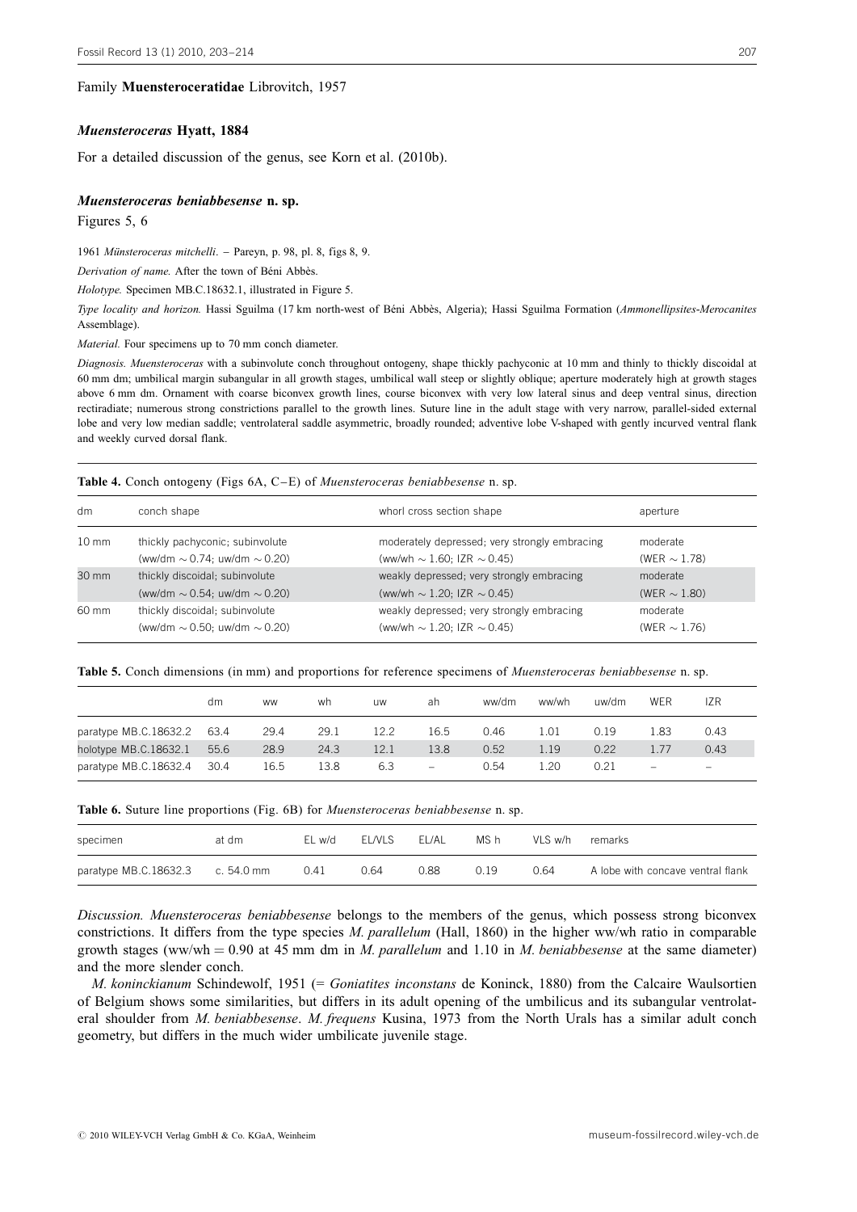Family **Muensteroceratidae** Librovitch, 1957

### *Muensteroceras* Hyatt, 1884

For a detailed discussion of the genus, see Korn et al. (2010b).

### *Muensteroceras beniabbesense* n. sp.

Figures 5, 6

1961 *Münsteroceras mitchelli*. – Pareyn, p. 98, pl. 8, figs 8, 9.

*Derivation of name.* After the town of Béni Abbès.

*Holotype.* Specimen MB.C.18632.1, illustrated in Figure 5.

*Type locality and horizon.* Hassi Sguilma (17 km north-west of Béni Abbès, Algeria); Hassi Sguilma Formation (*Ammonellipsites-Merocanites* Assemblage).

*Material.* Four specimens up to 70 mm conch diameter.

*Diagnosis. Muensteroceras* with a subinvolute conch throughout ontogeny, shape thickly pachyconic at 10 mm and thinly to thickly discoidal at 60 mm dm; umbilical margin subangular in all growth stages, umbilical wall steep or slightly oblique; aperture moderately high at growth stages above 6 mm dm. Ornament with coarse biconvex growth lines, course biconvex with very low lateral sinus and deep ventral sinus, direction rectiradiate; numerous strong constrictions parallel to the growth lines. Suture line in the adult stage with very narrow, parallel-sided external lobe and very low median saddle; ventrolateral saddle asymmetric, broadly rounded; adventive lobe V-shaped with gently incurved ventral flank and weekly curved dorsal flank.

**Table 4.** Conch ontogeny (Figs 6A, C–E) of *Muensteroceras beniabbesense* n. sp.

| dm | conch shape | whorl cross section shape | aperture |
|---|---|---|---|
| 10 mm | thickly pachyconic; subinvolute (ww/dm ~ 0.74; uw/dm ~ 0.20) | moderately depressed; very strongly embracing (ww/wh ~ 1.60; IZR ~ 0.45) | moderate (WER ~ 1.78) |
| 30 mm | thickly discoidal; subinvolute (ww/dm ~ 0.54; uw/dm ~ 0.20) | weakly depressed; very strongly embracing (ww/wh ~ 1.20; IZR ~ 0.45) | moderate (WER ~ 1.80) |
| 60 mm | thickly discoidal; subinvolute (ww/dm ~ 0.50; uw/dm ~ 0.20) | weakly depressed; very strongly embracing (ww/wh ~ 1.20; IZR ~ 0.45) | moderate (WER ~ 1.76) |

**Table 5.** Conch dimensions (in mm) and proportions for reference specimens of *Muensteroceras beniabbesense* n. sp.

| | dm | ww | wh | uw | ah | ww/dm | ww/wh | uw/dm | WER | IZR |
|---|---|---|---|---|---|---|---|---|---|---|
| paratype MB.C.18632.2 | 63.4 | 29.4 | 29.1 | 12.2 | 16.5 | 0.46 | 1.01 | 0.19 | 1.83 | 0.43 |
| holotype MB.C.18632.1 | 55.6 | 28.9 | 24.3 | 12.1 | 13.8 | 0.52 | 1.19 | 0.22 | 1.77 | 0.43 |
| paratype MB.C.18632.4 | 30.4 | 16.5 | 13.8 | 6.3 | – | 0.54 | 1.20 | 0.21 | – | – |

**Table 6.** Suture line proportions (Fig. 6B) for *Muensteroceras beniabbesense* n. sp.

| specimen | at dm | EL w/d | EL/VLS | EL/AL | MS h | VLS w/h | remarks |
|---|---|---|---|---|---|---|---|
| paratype MB.C.18632.3 | c. 54.0 mm | 0.41 | 0.64 | 0.88 | 0.19 | 0.64 | A lobe with concave ventral flank |

*Discussion. Muensteroceras beniabbesense* belongs to the members of the genus, which possess strong biconvex constrictions. It differs from the type species *M. parallelum* (Hall, 1860) in the higher ww/wh ratio in comparable growth stages (ww/wh = 0.90 at 45 mm dm in *M. parallelum* and 1.10 in *M. beniabbesense* at the same diameter) and the more slender conch.

*M. koninckianum* Schindewolf, 1951 (= *Goniatites inconstans* de Koninck, 1880) from the Calcaire Waulsortien of Belgium shows some similarities, but differs in its adult opening of the umbilicus and its subangular ventrolateral shoulder from *M. beniabbesense*. *M. frequens* Kusina, 1973 from the North Urals has a similar adult conch geometry, but differs in the much wider umbilicate juvenile stage.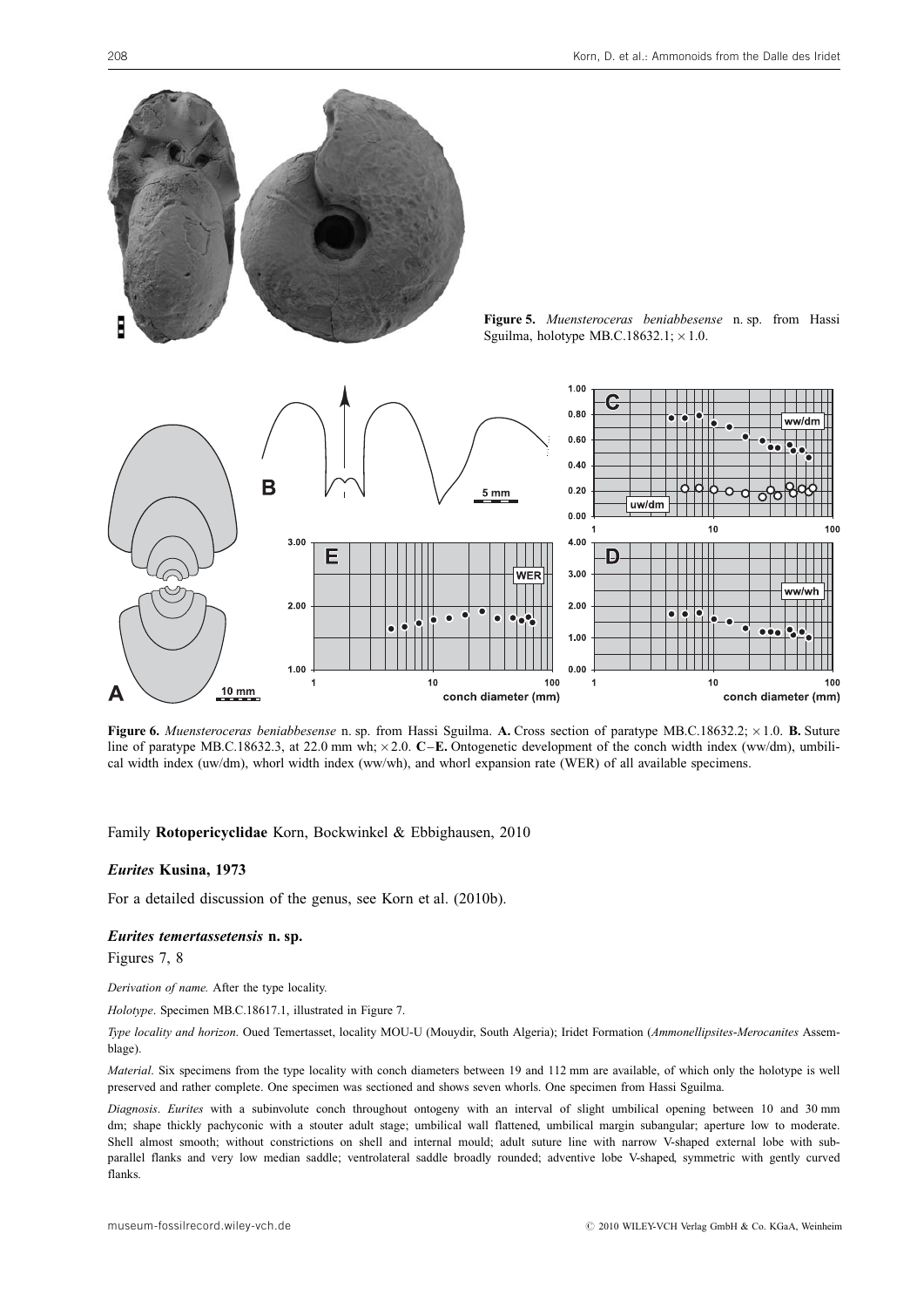**Figure 5.** *Muensteroceras beniabbesense* n. sp. from Hassi Sguilma, holotype MB.C.18632.1; × 1.0.

**Figure 6.** *Muensteroceras beniabbesense* n. sp. from Hassi Sguilma. **A.** Cross section of paratype MB.C.18632.2; × 1.0. **B.** Suture line of paratype MB.C.18632.3, at 22.0 mm wh; × 2.0. **C–E.** Ontogenetic development of the conch width index (ww/dm), umbilical width index (uw/dm), whorl width index (ww/wh), and whorl expansion rate (WER) of all available specimens.

Family **Rotopericyclidae** Korn, Bockwinkel & Ebbighausen, 2010

### *Eurites* Kusina, 1973

For a detailed discussion of the genus, see Korn et al. (2010b).

### *Eurites temertassetensis* n. sp.

Figures 7, 8

*Derivation of name.* After the type locality.

*Holotype*. Specimen MB.C.18617.1, illustrated in Figure 7.

*Type locality and horizon*. Oued Temertasset, locality MOU-U (Mouydir, South Algeria); Iridet Formation (*Ammonellipsites-Merocanites* Assemblage).

*Material*. Six specimens from the type locality with conch diameters between 19 and 112 mm are available, of which only the holotype is well preserved and rather complete. One specimen was sectioned and shows seven whorls. One specimen from Hassi Sguilma.

*Diagnosis*. *Eurites* with a subinvolute conch throughout ontogeny with an interval of slight umbilical opening between 10 and 30 mm dm; shape thickly pachyconic with a stouter adult stage; umbilical wall flattened, umbilical margin subangular; aperture low to moderate. Shell almost smooth; without constrictions on shell and internal mould; adult suture line with narrow V-shaped external lobe with subparallel flanks and very low median saddle; ventrolateral saddle broadly rounded; adventive lobe V-shaped, symmetric with gently curved flanks.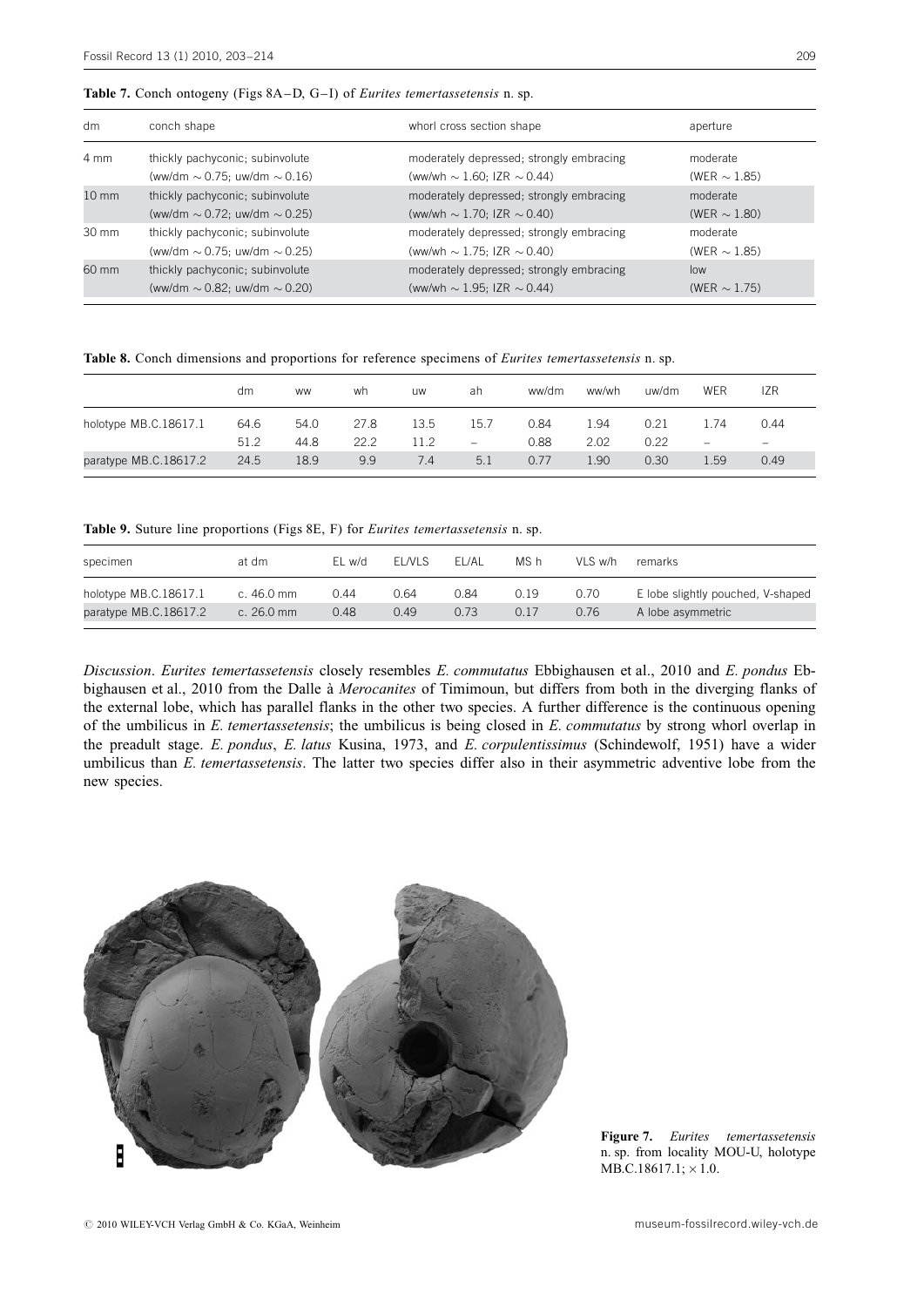**Table 7.** Conch ontogeny (Figs 8A–D, G–I) of *Eurites temertassetensis* n. sp.

| dm | conch shape | whorl cross section shape | aperture |
|---|---|---|---|
| 4 mm | thickly pachyconic; subinvolute (ww/dm ~ 0.75; uw/dm ~ 0.16) | moderately depressed; strongly embracing (ww/wh ~ 1.60; IZR ~ 0.44) | moderate (WER ~ 1.85) |
| 10 mm | thickly pachyconic; subinvolute (ww/dm ~ 0.72; uw/dm ~ 0.25) | moderately depressed; strongly embracing (ww/wh ~ 1.70; IZR ~ 0.40) | moderate (WER ~ 1.80) |
| 30 mm | thickly pachyconic; subinvolute (ww/dm ~ 0.75; uw/dm ~ 0.25) | moderately depressed; strongly embracing (ww/wh ~ 1.75; IZR ~ 0.40) | moderate (WER ~ 1.85) |
| 60 mm | thickly pachyconic; subinvolute (ww/dm ~ 0.82; uw/dm ~ 0.20) | moderately depressed; strongly embracing (ww/wh ~ 1.95; IZR ~ 0.44) | low (WER ~ 1.75) |

**Table 8.** Conch dimensions and proportions for reference specimens of *Eurites temertassetensis* n. sp.

| | dm | ww | wh | uw | ah | ww/dm | ww/wh | uw/dm | WER | IZR |
|---|---|---|---|---|---|---|---|---|---|---|
| holotype MB.C.18617.1 | 64.6 | 54.0 | 27.8 | 13.5 | 15.7 | 0.84 | 1.94 | 0.21 | 1.74 | 0.44 |
| | 51.2 | 44.8 | 22.2 | 11.2 | – | 0.88 | 2.02 | 0.22 | – | – |
| paratype MB.C.18617.2 | 24.5 | 18.9 | 9.9 | 7.4 | 5.1 | 0.77 | 1.90 | 0.30 | 1.59 | 0.49 |

**Table 9.** Suture line proportions (Figs 8E, F) for *Eurites temertassetensis* n. sp.

| specimen | at dm | EL w/d | EL/VLS | EL/AL | MS h | VLS w/h | remarks |
|---|---|---|---|---|---|---|---|
| holotype MB.C.18617.1 | c. 46.0 mm | 0.44 | 0.64 | 0.84 | 0.19 | 0.70 | E lobe slightly pouched, V-shaped |
| paratype MB.C.18617.2 | c. 26.0 mm | 0.48 | 0.49 | 0.73 | 0.17 | 0.76 | A lobe asymmetric |

*Discussion*. *Eurites temertassetensis* closely resembles *E. commutatus* Ebbighausen et al., 2010 and *E. pondus* Ebbighausen et al., 2010 from the Dalle à *Merocanites* of Timimoun, but differs from both in the diverging flanks of the external lobe, which has parallel flanks in the other two species. A further difference is the continuous opening of the umbilicus in *E. temertassetensis*; the umbilicus is being closed in *E. commutatus* by strong whorl overlap in the preadult stage. *E. pondus*, *E. latus* Kusina, 1973, and *E. corpulentissimus* (Schindewolf, 1951) have a wider umbilicus than *E. temertassetensis*. The latter two species differ also in their asymmetric adventive lobe from the new species.

**Figure 7.** *Eurites temertassetensis* n. sp. from locality MOU-U, holotype MB.C.18617.1; × 1.0.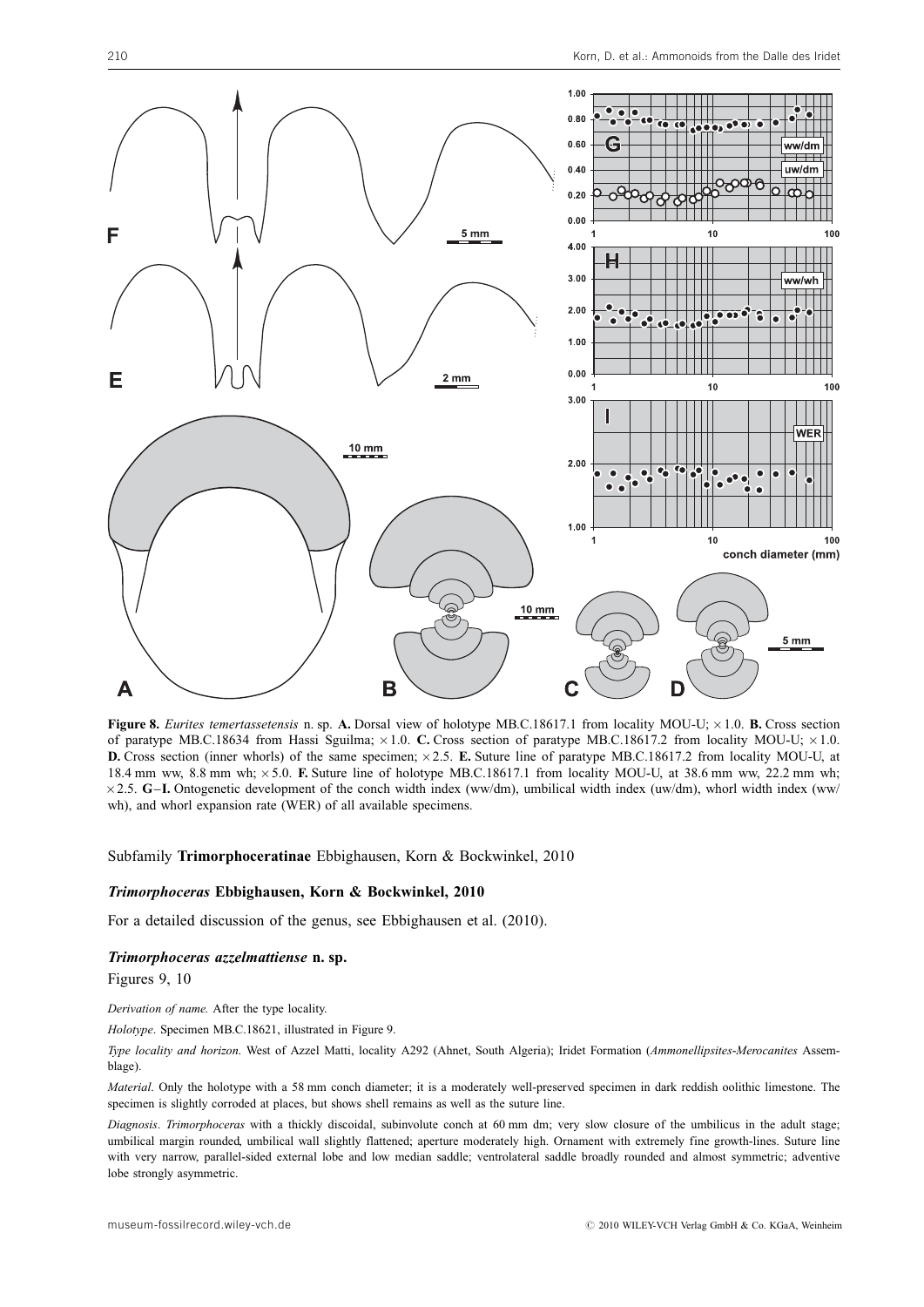**Figure 8.** *Eurites temertassetensis* n. sp. **A.** Dorsal view of holotype MB.C.18617.1 from locality MOU-U; ×1.0. **B.** Cross section of paratype MB.C.18634 from Hassi Sguilma; ×1.0. **C.** Cross section of paratype MB.C.18617.2 from locality MOU-U; ×1.0. **D.** Cross section (inner whorls) of the same specimen; ×2.5. **E.** Suture line of paratype MB.C.18617.2 from locality MOU-U, at 18.4 mm ww, 8.8 mm wh; ×5.0. **F.** Suture line of holotype MB.C.18617.1 from locality MOU-U, at 38.6 mm ww, 22.2 mm wh; ×2.5. **G–I.** Ontogenetic development of the conch width index (ww/dm), umbilical width index (uw/dm), whorl width index (ww/wh), and whorl expansion rate (WER) of all available specimens.

Subfamily **Trimorphoceratinae** Ebbighausen, Korn & Bockwinkel, 2010

### *Trimorphoceras* Ebbighausen, Korn & Bockwinkel, 2010

For a detailed discussion of the genus, see Ebbighausen et al. (2010).

### *Trimorphoceras azzelmattiense* n. sp.

Figures 9, 10

*Derivation of name.* After the type locality.

*Holotype*. Specimen MB.C.18621, illustrated in Figure 9.

*Type locality and horizon*. West of Azzel Matti, locality A292 (Ahnet, South Algeria); Iridet Formation (*Ammonellipsites-Merocanites* Assemblage).

*Material*. Only the holotype with a 58 mm conch diameter; it is a moderately well-preserved specimen in dark reddish oolithic limestone. The specimen is slightly corroded at places, but shows shell remains as well as the suture line.

*Diagnosis*. *Trimorphoceras* with a thickly discoidal, subinvolute conch at 60 mm dm; very slow closure of the umbilicus in the adult stage; umbilical margin rounded, umbilical wall slightly flattened; aperture moderately high. Ornament with extremely fine growth-lines. Suture line with very narrow, parallel-sided external lobe and low median saddle; ventrolateral saddle broadly rounded and almost symmetric; adventive lobe strongly asymmetric.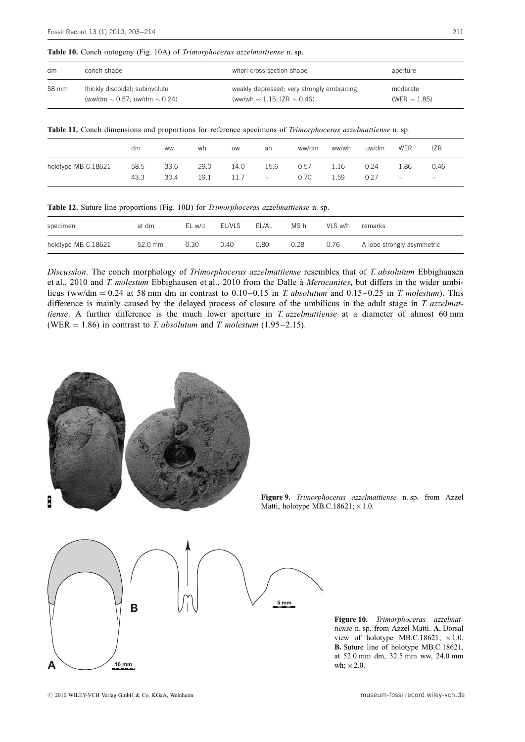**Table 10.** Conch ontogeny (Fig. 10A) of *Trimorphoceras azzelmattiense* n. sp.

| dm | conch shape | whorl cross section shape | aperture |
|---|---|---|---|
| 58 mm | thickly discoidal; subinvolute (ww/dm ~ 0.57; uw/dm ~ 0.24) | weakly depressed; very strongly embracing (ww/wh ~ 1.15; IZR ~ 0.46) | moderate (WER ~ 1.85) |

**Table 11.** Conch dimensions and proportions for reference specimens of *Trimorphoceras azzelmattiense* n. sp.

| | dm | ww | wh | uw | ah | ww/dm | ww/wh | uw/dm | WER | IZR |
|---|---|---|---|---|---|---|---|---|---|---|
| holotype MB.C.18621 | 58.5 | 33.6 | 29.0 | 14.0 | 15.6 | 0.57 | 1.16 | 0.24 | 1.86 | 0.46 |
| | 43.3 | 30.4 | 19.1 | 11.7 | – | 0.70 | 1.59 | 0.27 | – | – |

**Table 12.** Suture line proportions (Fig. 10B) for *Trimorphoceras azzelmattiense* n. sp.

| specimen | at dm | EL w/d | EL/VLS | EL/AL | MS h | VLS w/h | remarks |
|---|---|---|---|---|---|---|---|
| holotype MB.C.18621 | 52.0 mm | 0.30 | 0.40 | 0.80 | 0.28 | 0.76 | A lobe strongly asymmetric |

*Discussion*. The conch morphology of *Trimorphoceras azzelmattiense* resembles that of *T. absolutum* Ebbighausen et al., 2010 and *T. molestum* Ebbighausen et al., 2010 from the Dalle à *Merocanites*, but differs in the wider umbilicus (ww/dm = 0.24 at 58 mm dm in contrast to 0.10–0.15 in *T. absolutum* and 0.15–0.25 in *T. molestum*). This difference is mainly caused by the delayed process of closure of the umbilicus in the adult stage in *T. azzelmattiense*. A further difference is the much lower aperture in *T. azzelmattiense* at a diameter of almost 60 mm (WER = 1.86) in contrast to *T. absolutum* and *T. molestum* (1.95–2.15).

**Figure 9.** *Trimorphoceras azzelmattiense* n. sp. from Azzel Matti, holotype MB.C.18621; ×1.0.

**Figure 10.** *Trimorphoceras azzelmattiense* n. sp. from Azzel Matti. **A.** Dorsal view of holotype MB.C.18621; ×1.0. **B.** Suture line of holotype MB.C.18621, at 52.0 mm dm, 32.5 mm ww, 24.0 mm wh; ×2.0.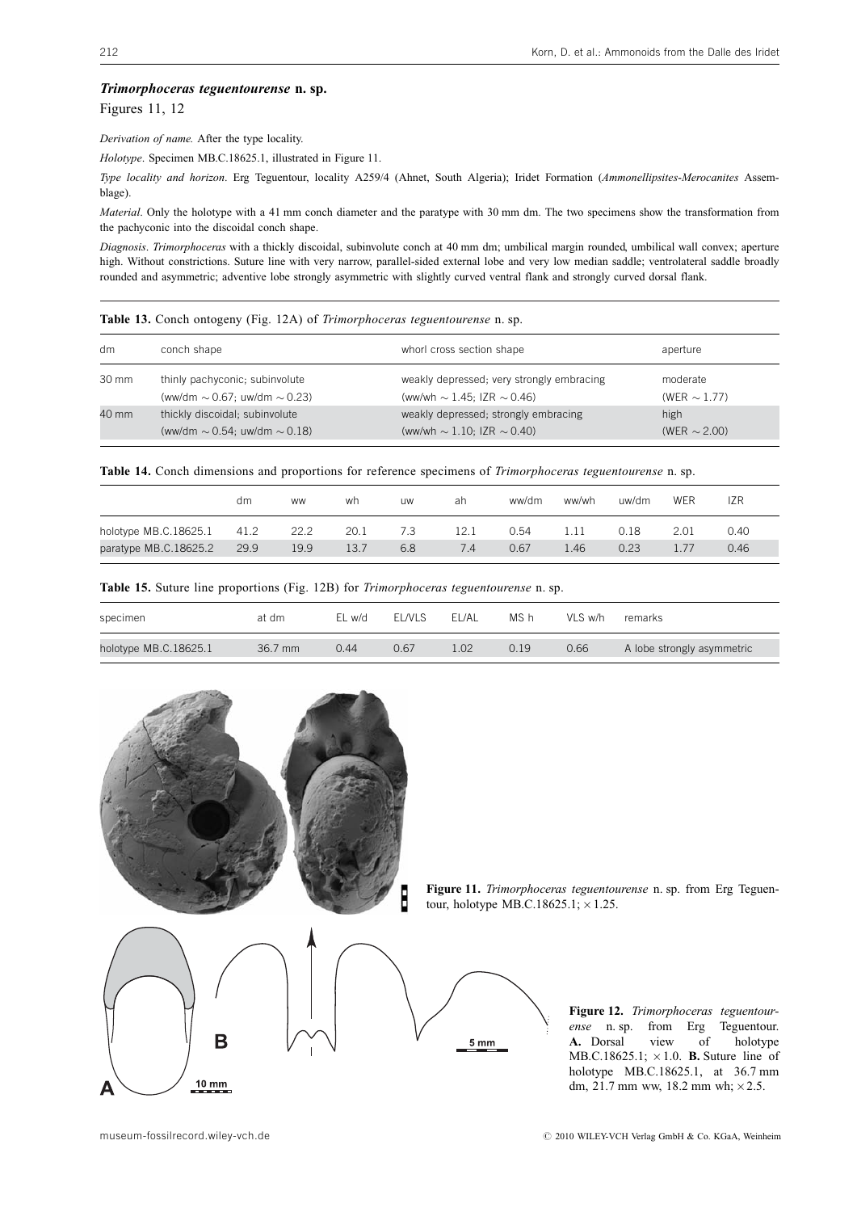### *Trimorphoceras teguentourense* n. sp.

Figures 11, 12

*Derivation of name.* After the type locality.

*Holotype.* Specimen MB.C.18625.1, illustrated in Figure 11.

*Type locality and horizon.* Erg Teguentour, locality A259/4 (Ahnet, South Algeria); Iridet Formation (*Ammonellipsites-Merocanites* Assemblage).

*Material.* Only the holotype with a 41 mm conch diameter and the paratype with 30 mm dm. The two specimens show the transformation from the pachyconic into the discoidal conch shape.

*Diagnosis.* *Trimorphoceras* with a thickly discoidal, subinvolute conch at 40 mm dm; umbilical margin rounded, umbilical wall convex; aperture high. Without constrictions. Suture line with very narrow, parallel-sided external lobe and very low median saddle; ventrolateral saddle broadly rounded and asymmetric; adventive lobe strongly asymmetric with slightly curved ventral flank and strongly curved dorsal flank.

**Table 13.** Conch ontogeny (Fig. 12A) of *Trimorphoceras teguentourense* n. sp.

| dm | conch shape | whorl cross section shape | aperture |
|---|---|---|---|
| 30 mm | thinly pachyconic; subinvolute (ww/dm ~ 0.67; uw/dm ~ 0.23) | weakly depressed; very strongly embracing (ww/wh ~ 1.45; IZR ~ 0.46) | moderate (WER ~ 1.77) |
| 40 mm | thickly discoidal; subinvolute (ww/dm ~ 0.54; uw/dm ~ 0.18) | weakly depressed; strongly embracing (ww/wh ~ 1.10; IZR ~ 0.40) | high (WER ~ 2.00) |

**Table 14.** Conch dimensions and proportions for reference specimens of *Trimorphoceras teguentourense* n. sp.

| | dm | ww | wh | uw | ah | ww/dm | ww/wh | uw/dm | WER | IZR |
|---|---|---|---|---|---|---|---|---|---|---|
| holotype MB.C.18625.1 | 41.2 | 22.2 | 20.1 | 7.3 | 12.1 | 0.54 | 1.11 | 0.18 | 2.01 | 0.40 |
| paratype MB.C.18625.2 | 29.9 | 19.9 | 13.7 | 6.8 | 7.4 | 0.67 | 1.46 | 0.23 | 1.77 | 0.46 |

**Table 15.** Suture line proportions (Fig. 12B) for *Trimorphoceras teguentourense* n. sp.

| specimen | at dm | EL w/d | EL/VLS | EL/AL | MS h | VLS w/h | remarks |
|---|---|---|---|---|---|---|---|
| holotype MB.C.18625.1 | 36.7 mm | 0.44 | 0.67 | 1.02 | 0.19 | 0.66 | A lobe strongly asymmetric |

**Figure 11.** *Trimorphoceras teguentourense* n. sp. from Erg Teguentour, holotype MB.C.18625.1; ×1.25.

**Figure 12.** *Trimorphoceras teguentourense* n. sp. from Erg Teguentour. **A.** Dorsal view of holotype MB.C.18625.1; ×1.0. **B.** Suture line of holotype MB.C.18625.1, at 36.7 mm dm, 21.7 mm ww, 18.2 mm wh; ×2.5.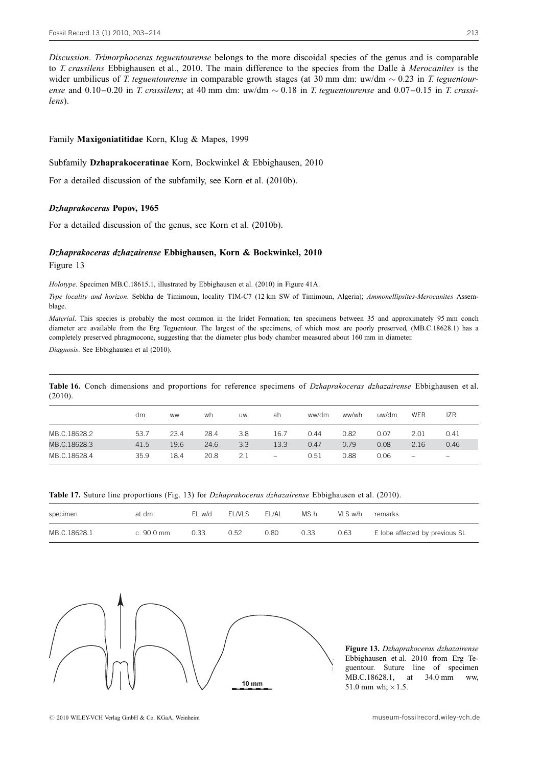*Discussion*. *Trimorphoceras teguentourense* belongs to the more discoidal species of the genus and is comparable to *T. crassilens* Ebbighausen et al., 2010. The main difference to the species from the Dalle à *Merocanites* is the wider umbilicus of *T. teguentourense* in comparable growth stages (at 30 mm dm: uw/dm ~ 0.23 in *T. teguentourense* and 0.10–0.20 in *T. crassilens*; at 40 mm dm: uw/dm ~ 0.18 in *T. teguentourense* and 0.07–0.15 in *T. crassilens*).

Family **Maxigoniatitidae** Korn, Klug & Mapes, 1999

Subfamily **Dzhaprakoceratinae** Korn, Bockwinkel & Ebbighausen, 2010

For a detailed discussion of the subfamily, see Korn et al. (2010b).

### *Dzhaprakoceras* Popov, 1965

For a detailed discussion of the genus, see Korn et al. (2010b).

### *Dzhaprakoceras dzhazairense* Ebbighausen, Korn & Bockwinkel, 2010

Figure 13

*Holotype*. Specimen MB.C.18615.1, illustrated by Ebbighausen et al. (2010) in Figure 41A.

*Type locality and horizon*. Sebkha de Timimoun, locality TIM-C7 (12 km SW of Timimoun, Algeria); *Ammonellipsites-Merocanites* Assemblage.

*Material*. This species is probably the most common in the Iridet Formation; ten specimens between 35 and approximately 95 mm conch diameter are available from the Erg Teguentour. The largest of the specimens, of which most are poorly preserved, (MB.C.18628.1) has a completely preserved phragmocone, suggesting that the diameter plus body chamber measured about 160 mm in diameter.

*Diagnosis*. See Ebbighausen et al (2010).

**Table 16.** Conch dimensions and proportions for reference specimens of *Dzhaprakoceras dzhazairense* Ebbighausen et al. (2010).

| | dm | ww | wh | uw | ah | ww/dm | ww/wh | uw/dm | WER | IZR |
|---|---|---|---|---|---|---|---|---|---|---|
| MB.C.18628.2 | 53.7 | 23.4 | 28.4 | 3.8 | 16.7 | 0.44 | 0.82 | 0.07 | 2.01 | 0.41 |
| MB.C.18628.3 | 41.5 | 19.6 | 24.6 | 3.3 | 13.3 | 0.47 | 0.79 | 0.08 | 2.16 | 0.46 |
| MB.C.18628.4 | 35.9 | 18.4 | 20.8 | 2.1 | – | 0.51 | 0.88 | 0.06 | – | – |

**Table 17.** Suture line proportions (Fig. 13) for *Dzhaprakoceras dzhazairense* Ebbighausen et al. (2010).

| specimen | at dm | EL w/d | EL/VLS | EL/AL | MS h | VLS w/h | remarks |
|---|---|---|---|---|---|---|---|
| MB.C.18628.1 | c. 90.0 mm | 0.33 | 0.52 | 0.80 | 0.33 | 0.63 | E lobe affected by previous SL |

**Figure 13.** *Dzhaprakoceras dzhazairense* Ebbighausen et al. 2010 from Erg Teguentour. Suture line of specimen MB.C.18628.1, at 34.0 mm ww, 51.0 mm wh; ×1.5.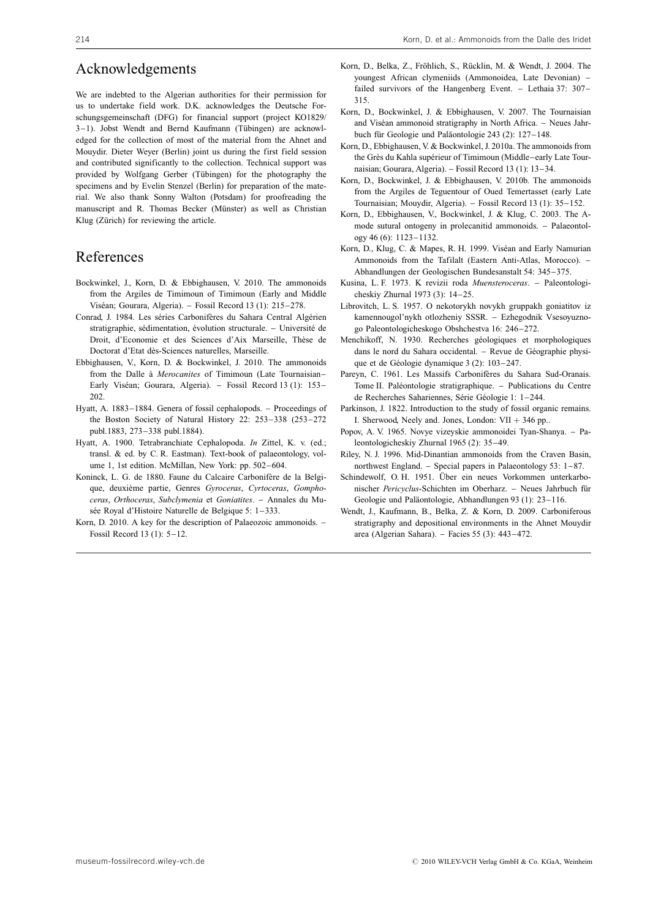## Acknowledgements

We are indebted to the Algerian authorities for their permission for us to undertake field work. D.K. acknowledges the Deutsche Forschungsgemeinschaft (DFG) for financial support (project KO1829/3–1). Jobst Wendt and Bernd Kaufmann (Tübingen) are acknowledged for the collection of most of the material from the Ahnet and Mouydir. Dieter Weyer (Berlin) joint us during the first field session and contributed significantly to the collection. Technical support was provided by Wolfgang Gerber (Tübingen) for the photography the specimens and by Evelin Stenzel (Berlin) for preparation of the material. We also thank Sonny Walton (Potsdam) for proofreading the manuscript and R. Thomas Becker (Münster) as well as Christian Klug (Zürich) for reviewing the article.

## References

Bockwinkel, J., Korn, D. & Ebbighausen, V. 2010. The ammonoids from the Argiles de Timimoun of Timimoun (Early and Middle Viséan; Gourara, Algeria). – Fossil Record 13 (1): 215–278.

Conrad, J. 1984. Les séries Carbonifères du Sahara Central Algérien stratigraphie, sédimentation, évolution structurale. – Université de Droit, d'Economie et des Sciences d'Aix Marseille, Thèse de Doctorat d'Etat dès-Sciences naturelles, Marseille.

Ebbighausen, V., Korn, D. & Bockwinkel, J. 2010. The ammonoids from the Dalle à *Merocanites* of Timimoun (Late Tournaisian–Early Viséan; Gourara, Algeria). – Fossil Record 13 (1): 153–202.

Hyatt, A. 1883–1884. Genera of fossil cephalopods. – Proceedings of the Boston Society of Natural History 22: 253–338 (253–272 publ.1883, 273–338 publ.1884).

Hyatt, A. 1900. Tetrabranchiate Cephalopoda. *In* Zittel, K. v. (ed.; transl. & ed. by C. R. Eastman). Text-book of palaeontology, volume 1, 1st edition. McMillan, New York: pp. 502–604.

Koninck, L. G. de 1880. Faune du Calcaire Carbonifère de la Belgique, deuxième partie, Genres *Gyroceras*, *Cyrtoceras*, *Gomphoceras*, *Orthoceras*, *Subclymenia* et *Goniatites*. – Annales du Musée Royal d'Histoire Naturelle de Belgique 5: 1–333.

Korn, D. 2010. A key for the description of Palaeozoic ammonoids. – Fossil Record 13 (1): 5–12.

Korn, D., Belka, Z., Fröhlich, S., Rücklin, M. & Wendt, J. 2004. The youngest African clymeniids (Ammonoidea, Late Devonian) – failed survivors of the Hangenberg Event. – Lethaia 37: 307–315.

Korn, D., Bockwinkel, J. & Ebbighausen, V. 2007. The Tournaisian and Viséan ammonoid stratigraphy in North Africa. – Neues Jahrbuch für Geologie und Paläontologie 243 (2): 127–148.

Korn, D., Ebbighausen, V. & Bockwinkel, J. 2010a. The ammonoids from the Grès du Kahla supérieur of Timimoun (Middle–early Late Tournaisian; Gourara, Algeria). – Fossil Record 13 (1): 13–34.

Korn, D., Bockwinkel, J. & Ebbighausen, V. 2010b. The ammonoids from the Argiles de Teguentour of Oued Temertasset (early Late Tournaisian; Mouydir, Algeria). – Fossil Record 13 (1): 35–152.

Korn, D., Ebbighausen, V., Bockwinkel, J. & Klug, C. 2003. The A-mode sutural ontogeny in prolecanitid ammonoids. – Palaeontology 46 (6): 1123–1132.

Korn, D., Klug, C. & Mapes, R. H. 1999. Viséan and Early Namurian Ammonoids from the Tafilalt (Eastern Anti-Atlas, Morocco). – Abhandlungen der Geologischen Bundesanstalt 54: 345–375.

Kusina, L. F. 1973. K revizii roda *Muensteroceras*. – Paleontologicheskiy Zhurnal 1973 (3): 14–25.

Librovitch, L. S. 1957. O nekotorykh novykh gruppakh goniatitov iz kamennougol'nykh otlozheniy SSSR. – Ezhegodnik Vsesoyuznogo Paleontologicheskogo Obshchestva 16: 246–272.

Menchikoff, N. 1930. Recherches géologiques et morphologiques dans le nord du Sahara occidental. – Revue de Géographie physique et de Géologie dynamique 3 (2): 103–247.

Pareyn, C. 1961. Les Massifs Carbonifères du Sahara Sud-Oranais. Tome II. Paléontologie stratigraphique. – Publications du Centre de Recherches Sahariennes, Série Géologie 1: 1–244.

Parkinson, J. 1822. Introduction to the study of fossil organic remains. I. Sherwood, Neely and. Jones, London: VII + 346 pp..

Popov, A. V. 1965. Novye vizeyskie ammonoidei Tyan-Shanya. – Paleontologicheskiy Zhurnal 1965 (2): 35–49.

Riley, N. J. 1996. Mid-Dinantian ammonoids from the Craven Basin, northwest England. – Special papers in Palaeontology 53: 1–87.

Schindewolf, O. H. 1951. Über ein neues Vorkommen unterkarbonischer *Pericyclus*-Schichten im Oberharz. – Neues Jahrbuch für Geologie und Paläontologie, Abhandlungen 93 (1): 23–116.

Wendt, J., Kaufmann, B., Belka, Z. & Korn, D. 2009. Carboniferous stratigraphy and depositional environments in the Ahnet Mouydir area (Algerian Sahara). – Facies 55 (3): 443–472.